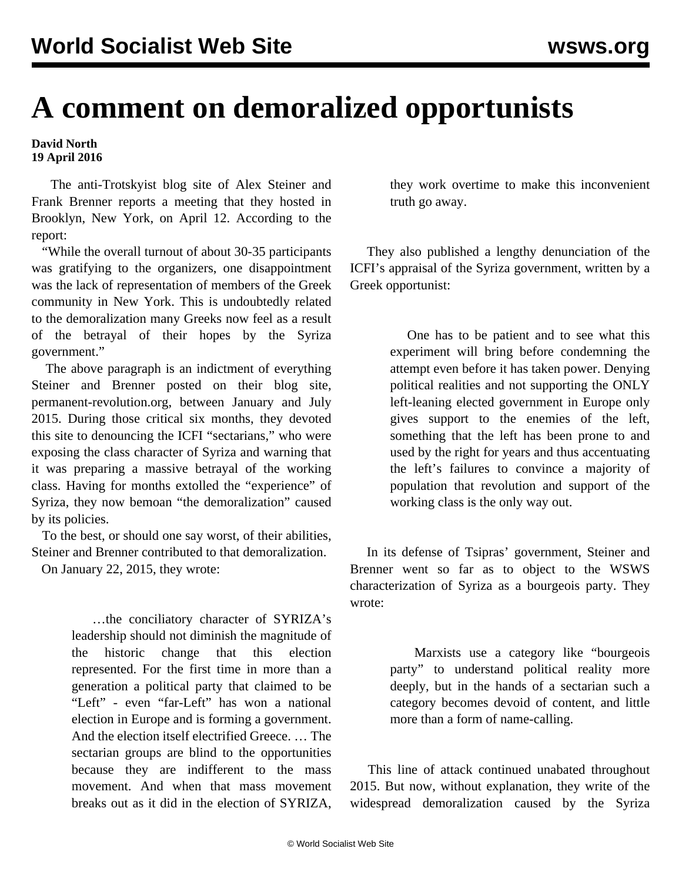# A comment on demoralized opportunists

**David North**
**19 April 2016**

The anti-Trotskyist blog site of Alex Steiner and Frank Brenner reports a meeting that they hosted in Brooklyn, New York, on April 12. According to the report:

"While the overall turnout of about 30-35 participants was gratifying to the organizers, one disappointment was the lack of representation of members of the Greek community in New York. This is undoubtedly related to the demoralization many Greeks now feel as a result of the betrayal of their hopes by the Syriza government."

The above paragraph is an indictment of everything Steiner and Brenner posted on their blog site, permanent-revolution.org, between January and July 2015. During those critical six months, they devoted this site to denouncing the ICFI "sectarians," who were exposing the class character of Syriza and warning that it was preparing a massive betrayal of the working class. Having for months extolled the "experience" of Syriza, they now bemoan "the demoralization" caused by its policies.

To the best, or should one say worst, of their abilities, Steiner and Brenner contributed to that demoralization.

On January 22, 2015, they wrote:

> …the conciliatory character of SYRIZA's leadership should not diminish the magnitude of the historic change that this election represented. For the first time in more than a generation a political party that claimed to be "Left" - even "far-Left" has won a national election in Europe and is forming a government. And the election itself electrified Greece. … The sectarian groups are blind to the opportunities because they are indifferent to the mass movement. And when that mass movement breaks out as it did in the election of SYRIZA, they work overtime to make this inconvenient truth go away.

They also published a lengthy denunciation of the ICFI's appraisal of the Syriza government, written by a Greek opportunist:

> One has to be patient and to see what this experiment will bring before condemning the attempt even before it has taken power. Denying political realities and not supporting the ONLY left-leaning elected government in Europe only gives support to the enemies of the left, something that the left has been prone to and used by the right for years and thus accentuating the left's failures to convince a majority of population that revolution and support of the working class is the only way out.

In its defense of Tsipras' government, Steiner and Brenner went so far as to object to the WSWS characterization of Syriza as a bourgeois party. They wrote:

> Marxists use a category like "bourgeois party" to understand political reality more deeply, but in the hands of a sectarian such a category becomes devoid of content, and little more than a form of name-calling.

This line of attack continued unabated throughout 2015. But now, without explanation, they write of the widespread demoralization caused by the Syriza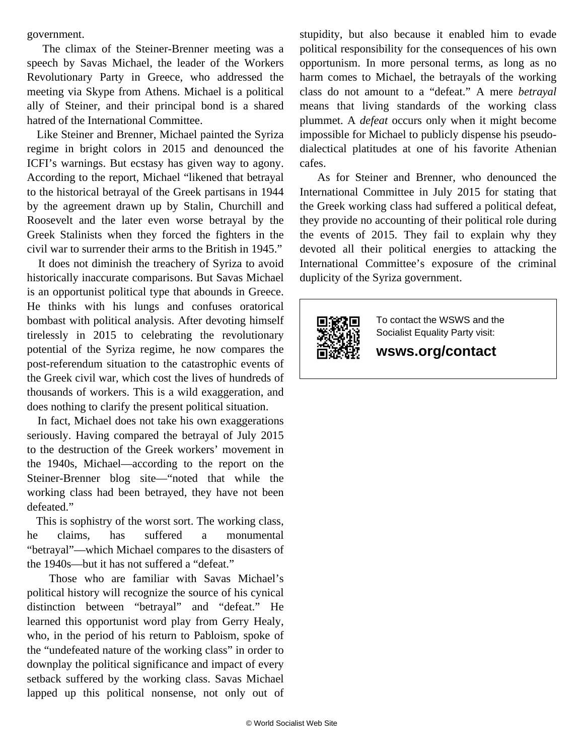government.

The climax of the Steiner-Brenner meeting was a speech by Savas Michael, the leader of the Workers Revolutionary Party in Greece, who addressed the meeting via Skype from Athens. Michael is a political ally of Steiner, and their principal bond is a shared hatred of the International Committee.

Like Steiner and Brenner, Michael painted the Syriza regime in bright colors in 2015 and denounced the ICFI's warnings. But ecstasy has given way to agony. According to the report, Michael "likened that betrayal to the historical betrayal of the Greek partisans in 1944 by the agreement drawn up by Stalin, Churchill and Roosevelt and the later even worse betrayal by the Greek Stalinists when they forced the fighters in the civil war to surrender their arms to the British in 1945."

It does not diminish the treachery of Syriza to avoid historically inaccurate comparisons. But Savas Michael is an opportunist political type that abounds in Greece. He thinks with his lungs and confuses oratorical bombast with political analysis. After devoting himself tirelessly in 2015 to celebrating the revolutionary potential of the Syriza regime, he now compares the post-referendum situation to the catastrophic events of the Greek civil war, which cost the lives of hundreds of thousands of workers. This is a wild exaggeration, and does nothing to clarify the present political situation.

In fact, Michael does not take his own exaggerations seriously. Having compared the betrayal of July 2015 to the destruction of the Greek workers' movement in the 1940s, Michael—according to the report on the Steiner-Brenner blog site—"noted that while the working class had been betrayed, they have not been defeated."

This is sophistry of the worst sort. The working class, he claims, has suffered a monumental "betrayal"—which Michael compares to the disasters of the 1940s—but it has not suffered a "defeat."

Those who are familiar with Savas Michael's political history will recognize the source of his cynical distinction between "betrayal" and "defeat." He learned this opportunist word play from Gerry Healy, who, in the period of his return to Pabloism, spoke of the "undefeated nature of the working class" in order to downplay the political significance and impact of every setback suffered by the working class. Savas Michael lapped up this political nonsense, not only out of stupidity, but also because it enabled him to evade political responsibility for the consequences of his own opportunism. In more personal terms, as long as no harm comes to Michael, the betrayals of the working class do not amount to a "defeat." A mere *betrayal* means that living standards of the working class plummet. A *defeat* occurs only when it might become impossible for Michael to publicly dispense his pseudo-dialectical platitudes at one of his favorite Athenian cafes.

As for Steiner and Brenner, who denounced the International Committee in July 2015 for stating that the Greek working class had suffered a political defeat, they provide no accounting of their political role during the events of 2015. They fail to explain why they devoted all their political energies to attacking the International Committee's exposure of the criminal duplicity of the Syriza government.

To contact the WSWS and the Socialist Equality Party visit:

**wsws.org/contact**